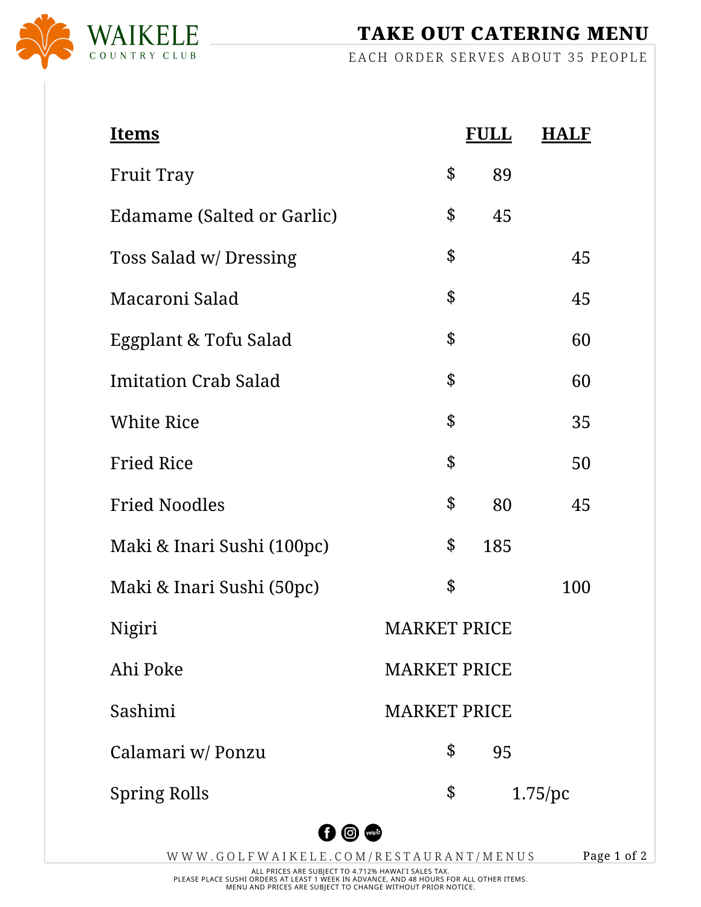# WAIKELE COUNTRY CLUB

## TAKE OUT CATERING MENU

EACH ORDER SERVES ABOUT 35 PEOPLE

| Items | FULL | HALF |
|---|---|---|
| Fruit Tray | $ 89 | |
| Edamame (Salted or Garlic) | $ 45 | |
| Toss Salad w/ Dressing | $ | 45 |
| Macaroni Salad | $ | 45 |
| Eggplant & Tofu Salad | $ | 60 |
| Imitation Crab Salad | $ | 60 |
| White Rice | $ | 35 |
| Fried Rice | $ | 50 |
| Fried Noodles | $ 80 | 45 |
| Maki & Inari Sushi (100pc) | $ 185 | |
| Maki & Inari Sushi (50pc) | $ | 100 |
| Nigiri | MARKET PRICE | |
| Ahi Poke | MARKET PRICE | |
| Sashimi | MARKET PRICE | |
| Calamari w/ Ponzu | $ 95 | |
| Spring Rolls | $ 1.75/pc | |

WWW.GOLFWAIKELE.COM/RESTAURANT/MENUS

ALL PRICES ARE SUBJECT TO 4.712% HAWAI`I SALES TAX.
PLEASE PLACE SUSHI ORDERS AT LEAST 1 WEEK IN ADVANCE, AND 48 HOURS FOR ALL OTHER ITEMS.
MENU AND PRICES ARE SUBJECT TO CHANGE WITHOUT PRIOR NOTICE.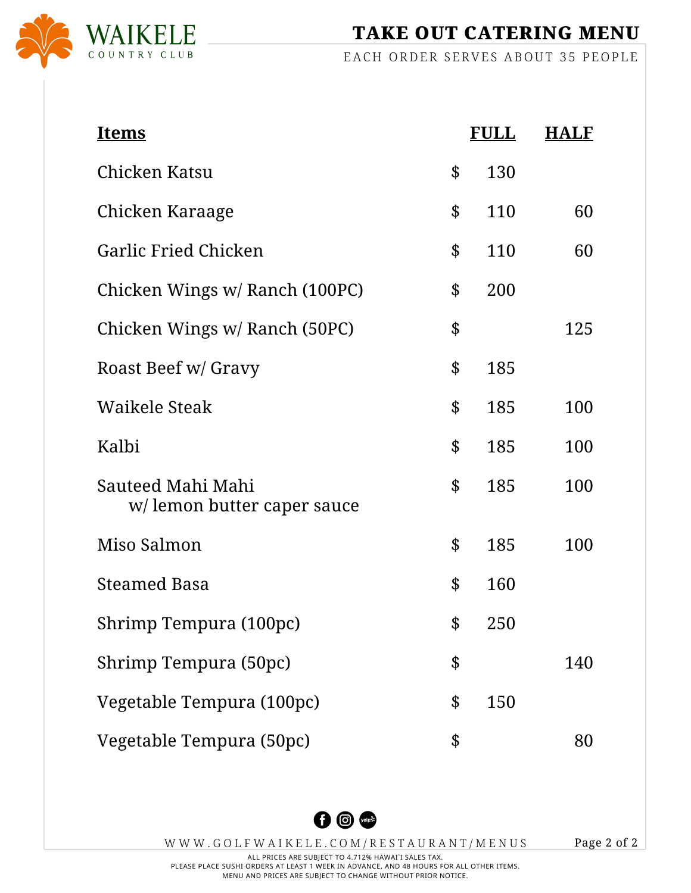# TAKE OUT CATERING MENU

EACH ORDER SERVES ABOUT 35 PEOPLE

| Items | | FULL | HALF |
|---|---|---|---|
| Chicken Katsu | $ | 130 | |
| Chicken Karaage | $ | 110 | 60 |
| Garlic Fried Chicken | $ | 110 | 60 |
| Chicken Wings w/ Ranch (100PC) | $ | 200 | |
| Chicken Wings w/ Ranch (50PC) | $ | | 125 |
| Roast Beef w/ Gravy | $ | 185 | |
| Waikele Steak | $ | 185 | 100 |
| Kalbi | $ | 185 | 100 |
| Sauteed Mahi Mahi w/ lemon butter caper sauce | $ | 185 | 100 |
| Miso Salmon | $ | 185 | 100 |
| Steamed Basa | $ | 160 | |
| Shrimp Tempura (100pc) | $ | 250 | |
| Shrimp Tempura (50pc) | $ | | 140 |
| Vegetable Tempura (100pc) | $ | 150 | |
| Vegetable Tempura (50pc) | $ | | 80 |

WWW.GOLFWAIKELE.COM/RESTAURANT/MENUS

ALL PRICES ARE SUBJECT TO 4.712% HAWAI`I SALES TAX.
PLEASE PLACE SUSHI ORDERS AT LEAST 1 WEEK IN ADVANCE, AND 48 HOURS FOR ALL OTHER ITEMS.
MENU AND PRICES ARE SUBJECT TO CHANGE WITHOUT PRIOR NOTICE.